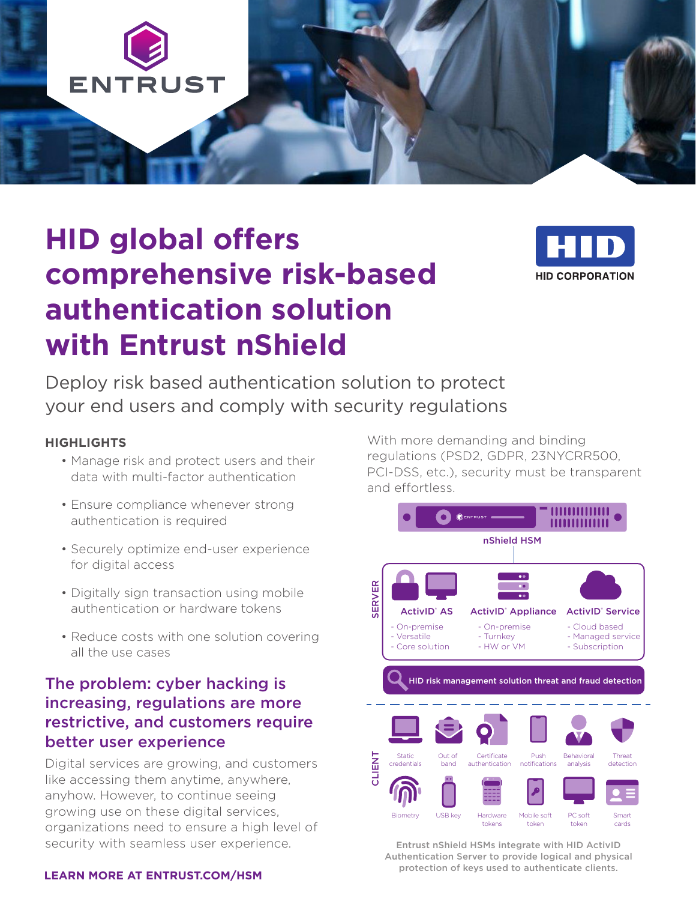# HID global offers comprehensive risk-based authentication solution with Entrust nShield

Deploy risk based authentication solution to protect your end users and comply with security regulations

### HIGHLIGHTS

- Manage risk and protect users and their data with multi-factor authentication
- Ensure compliance whenever strong authentication is required
- Securely optimize end-user experience for digital access
- Digitally sign transaction using mobile authentication or hardware tokens
- Reduce costs with one solution covering all the use cases

## The problem: cyber hacking is increasing, regulations are more restrictive, and customers require better user experience

Digital services are growing, and customers like accessing them anytime, anywhere, anyhow. However, to continue seeing growing use on these digital services, organizations need to ensure a high level of security with seamless user experience.

With more demanding and binding regulations (PSD2, GDPR, 23NYCRR500, PCI-DSS, etc.), security must be transparent and effortless.

nShield HSM

SERVER

**ActivID® AS**
- On-premise
- Versatile
- Core solution

**ActivID® Appliance**
- On-premise
- Turnkey
- HW or VM

**ActivID® Service**
- Cloud based
- Managed service
- Subscription

HID risk management solution threat and fraud detection

CLIENT

Static credentials, Out of band, Certificate authentication, Push notifications, Behavioral analysis, Threat detection, Biometry, USB key, Hardware tokens, Mobile soft token, PC soft token, Smart cards

Entrust nShield HSMs integrate with HID ActivID Authentication Server to provide logical and physical protection of keys used to authenticate clients.

**LEARN MORE AT ENTRUST.COM/HSM**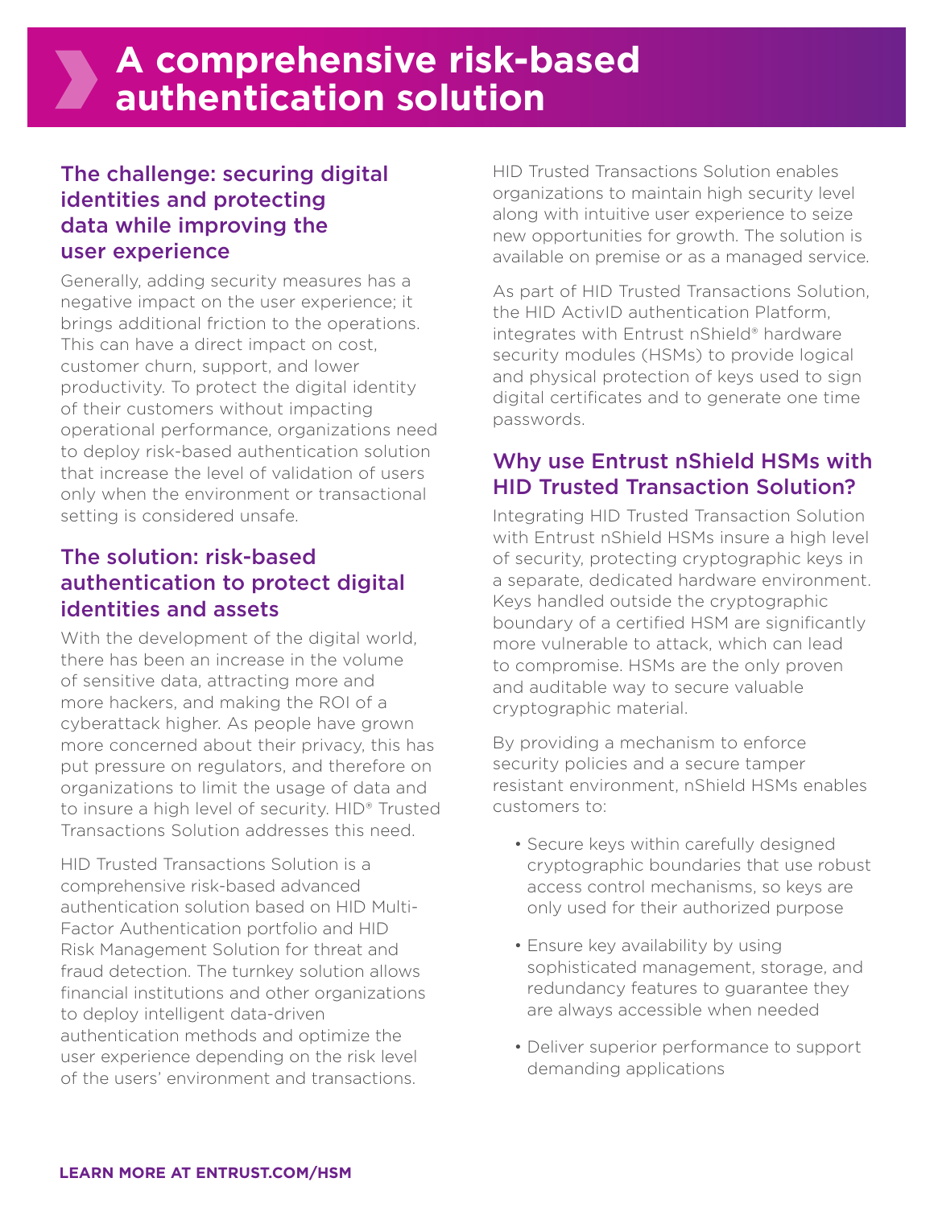# A comprehensive risk-based authentication solution

## The challenge: securing digital identities and protecting data while improving the user experience

Generally, adding security measures has a negative impact on the user experience; it brings additional friction to the operations. This can have a direct impact on cost, customer churn, support, and lower productivity. To protect the digital identity of their customers without impacting operational performance, organizations need to deploy risk-based authentication solution that increase the level of validation of users only when the environment or transactional setting is considered unsafe.

## The solution: risk-based authentication to protect digital identities and assets

With the development of the digital world, there has been an increase in the volume of sensitive data, attracting more and more hackers, and making the ROI of a cyberattack higher. As people have grown more concerned about their privacy, this has put pressure on regulators, and therefore on organizations to limit the usage of data and to insure a high level of security. HID® Trusted Transactions Solution addresses this need.

HID Trusted Transactions Solution is a comprehensive risk-based advanced authentication solution based on HID Multi-Factor Authentication portfolio and HID Risk Management Solution for threat and fraud detection. The turnkey solution allows financial institutions and other organizations to deploy intelligent data-driven authentication methods and optimize the user experience depending on the risk level of the users' environment and transactions.

HID Trusted Transactions Solution enables organizations to maintain high security level along with intuitive user experience to seize new opportunities for growth. The solution is available on premise or as a managed service.

As part of HID Trusted Transactions Solution, the HID ActivID authentication Platform, integrates with Entrust nShield® hardware security modules (HSMs) to provide logical and physical protection of keys used to sign digital certificates and to generate one time passwords.

## Why use Entrust nShield HSMs with HID Trusted Transaction Solution?

Integrating HID Trusted Transaction Solution with Entrust nShield HSMs insure a high level of security, protecting cryptographic keys in a separate, dedicated hardware environment. Keys handled outside the cryptographic boundary of a certified HSM are significantly more vulnerable to attack, which can lead to compromise. HSMs are the only proven and auditable way to secure valuable cryptographic material.

By providing a mechanism to enforce security policies and a secure tamper resistant environment, nShield HSMs enables customers to:

- Secure keys within carefully designed cryptographic boundaries that use robust access control mechanisms, so keys are only used for their authorized purpose
- Ensure key availability by using sophisticated management, storage, and redundancy features to guarantee they are always accessible when needed
- Deliver superior performance to support demanding applications

**LEARN MORE AT ENTRUST.COM/HSM**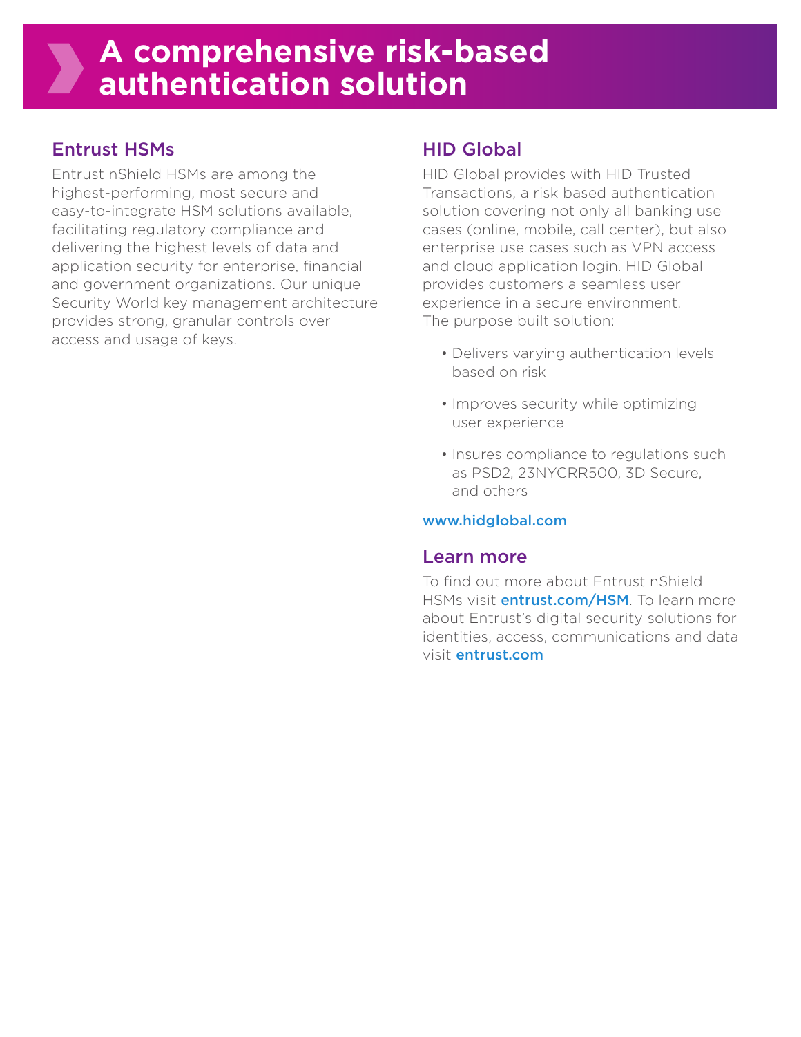# A comprehensive risk-based authentication solution

## Entrust HSMs

Entrust nShield HSMs are among the highest-performing, most secure and easy-to-integrate HSM solutions available, facilitating regulatory compliance and delivering the highest levels of data and application security for enterprise, financial and government organizations. Our unique Security World key management architecture provides strong, granular controls over access and usage of keys.

## HID Global

HID Global provides with HID Trusted Transactions, a risk based authentication solution covering not only all banking use cases (online, mobile, call center), but also enterprise use cases such as VPN access and cloud application login. HID Global provides customers a seamless user experience in a secure environment. The purpose built solution:

- Delivers varying authentication levels based on risk
- Improves security while optimizing user experience
- Insures compliance to regulations such as PSD2, 23NYCRR500, 3D Secure, and others

**www.hidglobal.com**

## Learn more

To find out more about Entrust nShield HSMs visit **entrust.com/HSM**. To learn more about Entrust's digital security solutions for identities, access, communications and data visit **entrust.com**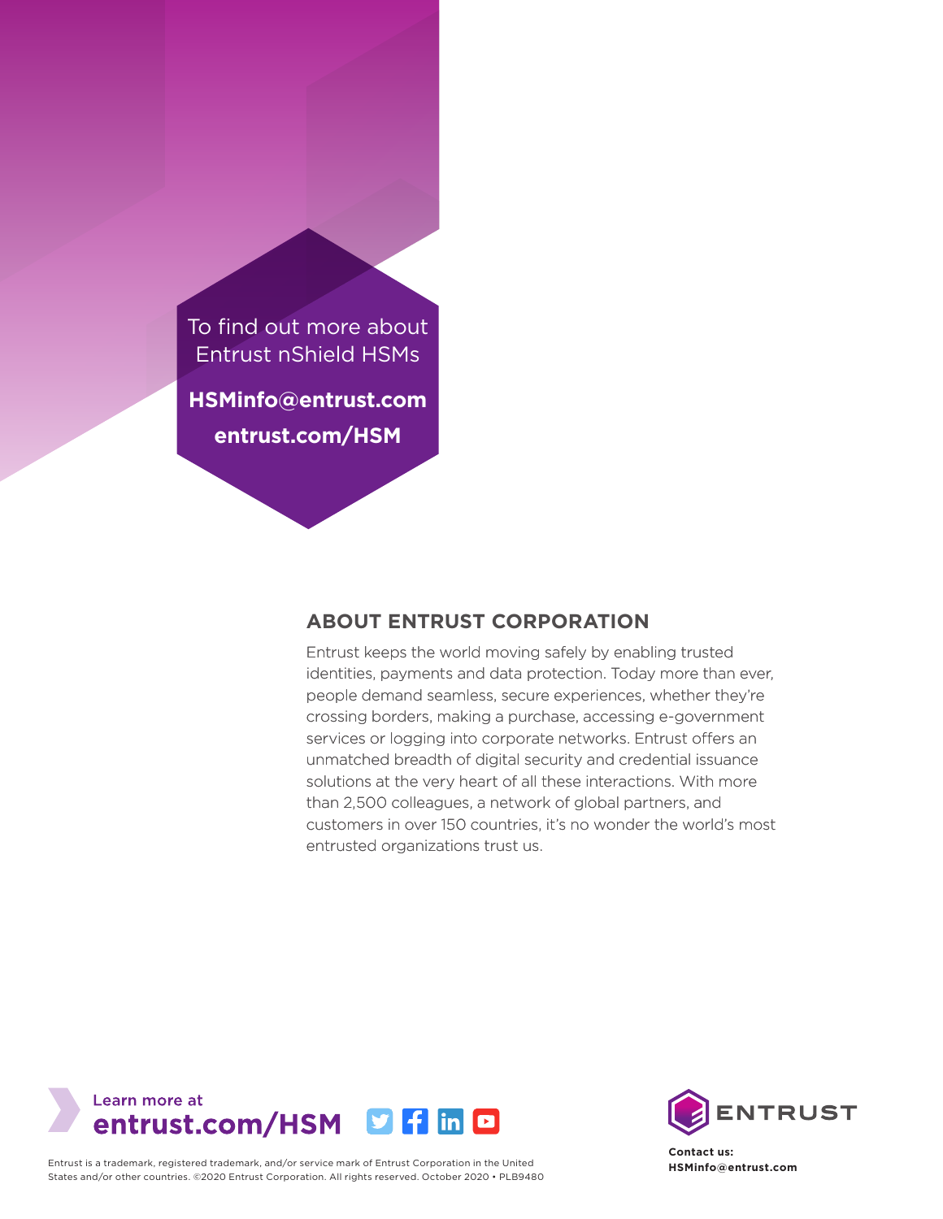To find out more about Entrust nShield HSMs

**HSMinfo@entrust.com**

**entrust.com/HSM**

## ABOUT ENTRUST CORPORATION

Entrust keeps the world moving safely by enabling trusted identities, payments and data protection. Today more than ever, people demand seamless, secure experiences, whether they're crossing borders, making a purchase, accessing e-government services or logging into corporate networks. Entrust offers an unmatched breadth of digital security and credential issuance solutions at the very heart of all these interactions. With more than 2,500 colleagues, a network of global partners, and customers in over 150 countries, it's no wonder the world's most entrusted organizations trust us.

Learn more at
**entrust.com/HSM**

ENTRUST

**Contact us:**
**HSMinfo@entrust.com**

Entrust is a trademark, registered trademark, and/or service mark of Entrust Corporation in the United States and/or other countries. ©2020 Entrust Corporation. All rights reserved. October 2020 • PLB9480